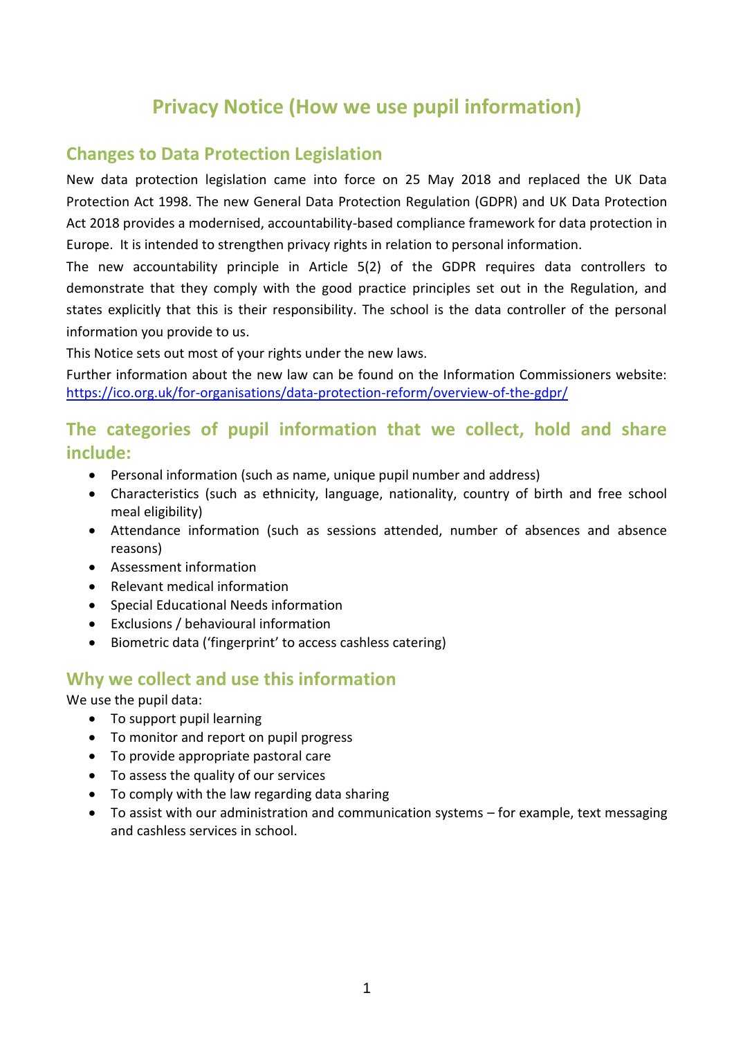# Privacy Notice (How we use pupil information)

## Changes to Data Protection Legislation

New data protection legislation came into force on 25 May 2018 and replaced the UK Data Protection Act 1998. The new General Data Protection Regulation (GDPR) and UK Data Protection Act 2018 provides a modernised, accountability-based compliance framework for data protection in Europe. It is intended to strengthen privacy rights in relation to personal information.

The new accountability principle in Article 5(2) of the GDPR requires data controllers to demonstrate that they comply with the good practice principles set out in the Regulation, and states explicitly that this is their responsibility. The school is the data controller of the personal information you provide to us.

This Notice sets out most of your rights under the new laws.

Further information about the new law can be found on the Information Commissioners website: [https://ico.org.uk/for-organisations/data-protection-reform/overview-of-the-gdpr/](https://ico.org.uk/for-organisations/data-protection-reform/overview-of-the-gdpr/)

## The categories of pupil information that we collect, hold and share include:

- Personal information (such as name, unique pupil number and address)
- Characteristics (such as ethnicity, language, nationality, country of birth and free school meal eligibility)
- Attendance information (such as sessions attended, number of absences and absence reasons)
- Assessment information
- Relevant medical information
- Special Educational Needs information
- Exclusions / behavioural information
- Biometric data ('fingerprint' to access cashless catering)

## Why we collect and use this information

We use the pupil data:

- To support pupil learning
- To monitor and report on pupil progress
- To provide appropriate pastoral care
- To assess the quality of our services
- To comply with the law regarding data sharing
- To assist with our administration and communication systems – for example, text messaging and cashless services in school.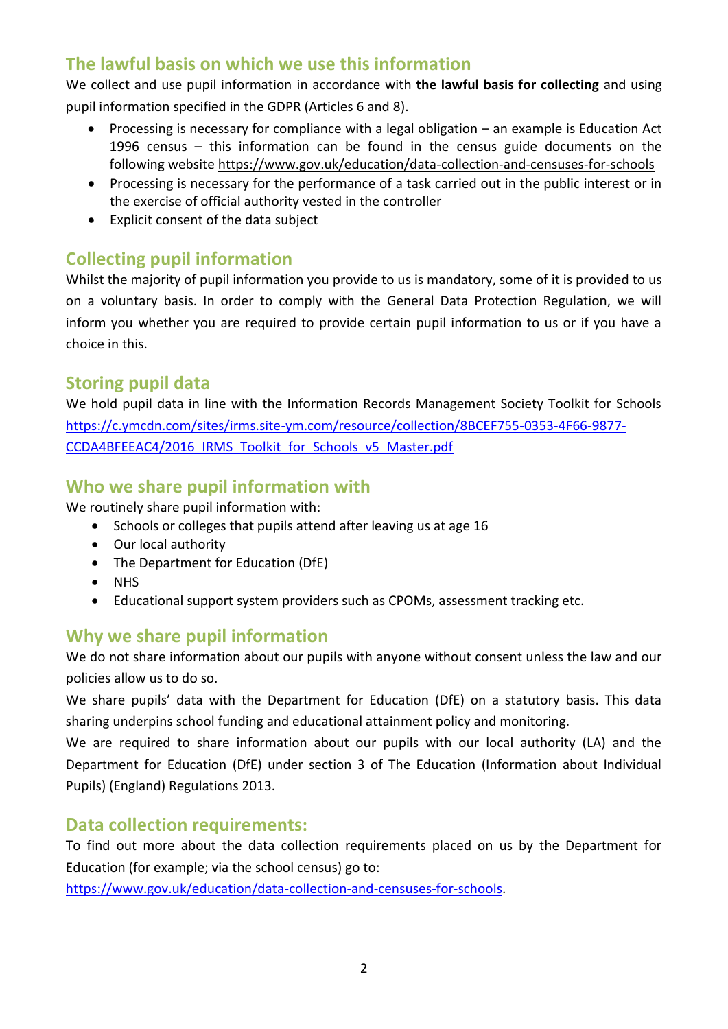## The lawful basis on which we use this information

We collect and use pupil information in accordance with **the lawful basis for collecting** and using pupil information specified in the GDPR (Articles 6 and 8).

- Processing is necessary for compliance with a legal obligation – an example is Education Act 1996 census – this information can be found in the census guide documents on the following website https://www.gov.uk/education/data-collection-and-censuses-for-schools
- Processing is necessary for the performance of a task carried out in the public interest or in the exercise of official authority vested in the controller
- Explicit consent of the data subject

## Collecting pupil information

Whilst the majority of pupil information you provide to us is mandatory, some of it is provided to us on a voluntary basis. In order to comply with the General Data Protection Regulation, we will inform you whether you are required to provide certain pupil information to us or if you have a choice in this.

## Storing pupil data

We hold pupil data in line with the Information Records Management Society Toolkit for Schools https://c.ymcdn.com/sites/irms.site-ym.com/resource/collection/8BCEF755-0353-4F66-9877-CCDA4BFEEAC4/2016_IRMS_Toolkit_for_Schools_v5_Master.pdf

## Who we share pupil information with

We routinely share pupil information with:

- Schools or colleges that pupils attend after leaving us at age 16
- Our local authority
- The Department for Education (DfE)
- NHS
- Educational support system providers such as CPOMs, assessment tracking etc.

## Why we share pupil information

We do not share information about our pupils with anyone without consent unless the law and our policies allow us to do so.

We share pupils' data with the Department for Education (DfE) on a statutory basis. This data sharing underpins school funding and educational attainment policy and monitoring.

We are required to share information about our pupils with our local authority (LA) and the Department for Education (DfE) under section 3 of The Education (Information about Individual Pupils) (England) Regulations 2013.

## Data collection requirements:

To find out more about the data collection requirements placed on us by the Department for Education (for example; via the school census) go to:

https://www.gov.uk/education/data-collection-and-censuses-for-schools.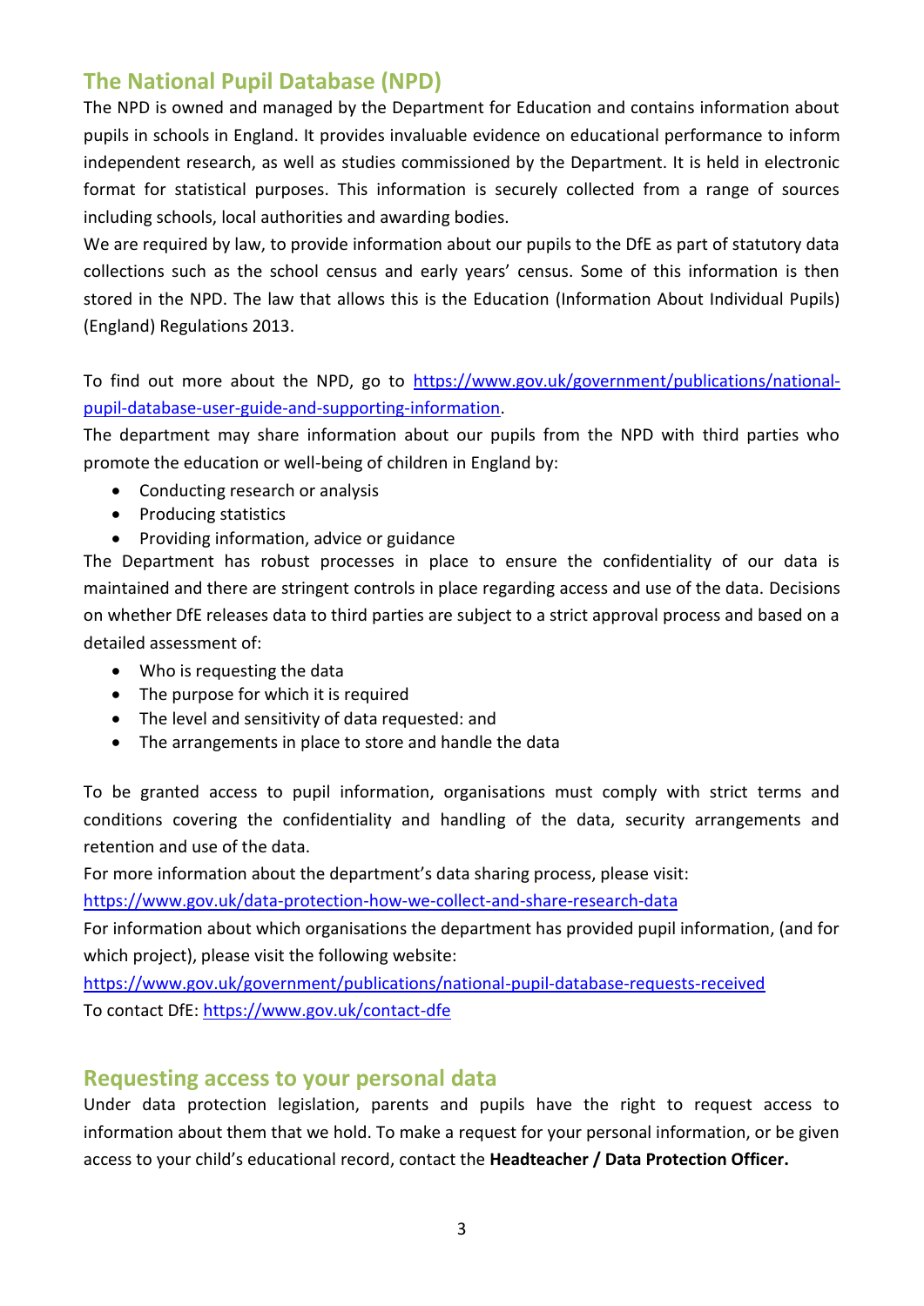## The National Pupil Database (NPD)

The NPD is owned and managed by the Department for Education and contains information about pupils in schools in England. It provides invaluable evidence on educational performance to inform independent research, as well as studies commissioned by the Department. It is held in electronic format for statistical purposes. This information is securely collected from a range of sources including schools, local authorities and awarding bodies.

We are required by law, to provide information about our pupils to the DfE as part of statutory data collections such as the school census and early years' census. Some of this information is then stored in the NPD. The law that allows this is the Education (Information About Individual Pupils) (England) Regulations 2013.

To find out more about the NPD, go to [https://www.gov.uk/government/publications/national-pupil-database-user-guide-and-supporting-information](https://www.gov.uk/government/publications/national-pupil-database-user-guide-and-supporting-information).

The department may share information about our pupils from the NPD with third parties who promote the education or well-being of children in England by:

- Conducting research or analysis
- Producing statistics
- Providing information, advice or guidance

The Department has robust processes in place to ensure the confidentiality of our data is maintained and there are stringent controls in place regarding access and use of the data. Decisions on whether DfE releases data to third parties are subject to a strict approval process and based on a detailed assessment of:

- Who is requesting the data
- The purpose for which it is required
- The level and sensitivity of data requested: and
- The arrangements in place to store and handle the data

To be granted access to pupil information, organisations must comply with strict terms and conditions covering the confidentiality and handling of the data, security arrangements and retention and use of the data.

For more information about the department's data sharing process, please visit:
[https://www.gov.uk/data-protection-how-we-collect-and-share-research-data](https://www.gov.uk/data-protection-how-we-collect-and-share-research-data)

For information about which organisations the department has provided pupil information, (and for which project), please visit the following website:
[https://www.gov.uk/government/publications/national-pupil-database-requests-received](https://www.gov.uk/government/publications/national-pupil-database-requests-received)

To contact DfE: [https://www.gov.uk/contact-dfe](https://www.gov.uk/contact-dfe)

## Requesting access to your personal data

Under data protection legislation, parents and pupils have the right to request access to information about them that we hold. To make a request for your personal information, or be given access to your child's educational record, contact the **Headteacher / Data Protection Officer.**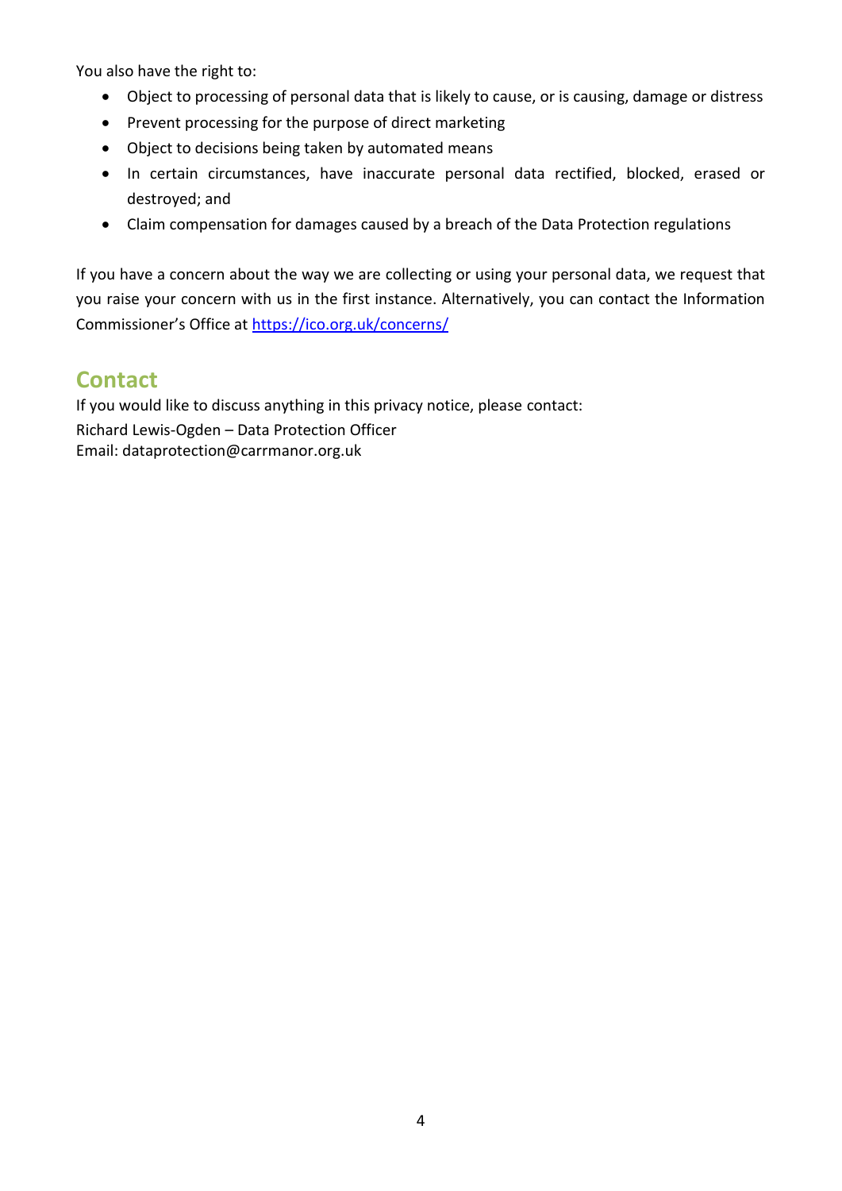You also have the right to:

- Object to processing of personal data that is likely to cause, or is causing, damage or distress
- Prevent processing for the purpose of direct marketing
- Object to decisions being taken by automated means
- In certain circumstances, have inaccurate personal data rectified, blocked, erased or destroyed; and
- Claim compensation for damages caused by a breach of the Data Protection regulations

If you have a concern about the way we are collecting or using your personal data, we request that you raise your concern with us in the first instance. Alternatively, you can contact the Information Commissioner's Office at https://ico.org.uk/concerns/

## Contact

If you would like to discuss anything in this privacy notice, please contact:
Richard Lewis-Ogden – Data Protection Officer
Email: dataprotection@carrmanor.org.uk